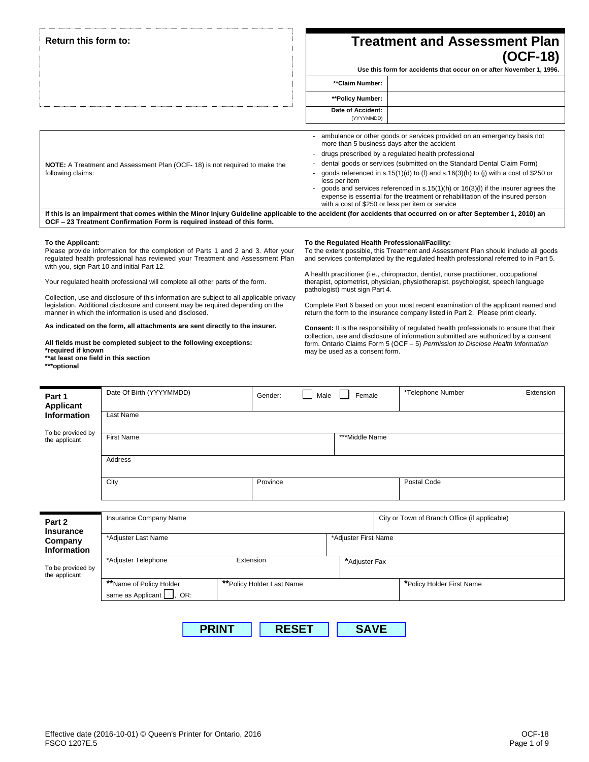Return this form to:

# Treatment and Assessment Plan (OCF-18)

**Use this form for accidents that occur on or after November 1, 1996.**

| | |
|---|---|
| **\*\*Claim Number:** | |
| **\*\*Policy Number:** | |
| **Date of Accident:** (YYYYMMDD) | |

**NOTE:** A Treatment and Assessment Plan (OCF- 18) is not required to make the following claims:

- ambulance or other goods or services provided on an emergency basis not more than 5 business days after the accident
- drugs prescribed by a regulated health professional
- dental goods or services (submitted on the Standard Dental Claim Form)
- goods referenced in s.15(1)(d) to (f) and s.16(3)(h) to (j) with a cost of $250 or less per item
- goods and services referenced in s.15(1)(h) or 16(3)(l) if the insurer agrees the expense is essential for the treatment or rehabilitation of the insured person with a cost of $250 or less per item or service

**If this is an impairment that comes within the Minor Injury Guideline applicable to the accident (for accidents that occurred on or after September 1, 2010) an OCF – 23 Treatment Confirmation Form is required instead of this form.**

**To the Applicant:**
Please provide information for the completion of Parts 1 and 2 and 3. After your regulated health professional has reviewed your Treatment and Assessment Plan with you, sign Part 10 and initial Part 12.

Your regulated health professional will complete all other parts of the form.

Collection, use and disclosure of this information are subject to all applicable privacy legislation. Additional disclosure and consent may be required depending on the manner in which the information is used and disclosed.

**As indicated on the form, all attachments are sent directly to the insurer.**

**All fields must be completed subject to the following exceptions:**
**\*required if known**
**\*\*at least one field in this section**
**\*\*\*optional**

**To the Regulated Health Professional/Facility:**
To the extent possible, this Treatment and Assessment Plan should include all goods and services contemplated by the regulated health professional referred to in Part 5.

A health practitioner (i.e., chiropractor, dentist, nurse practitioner, occupational therapist, optometrist, physician, physiotherapist, psychologist, speech language pathologist) must sign Part 4.

Complete Part 6 based on your most recent examination of the applicant named and return the form to the insurance company listed in Part 2. Please print clearly.

**Consent:** It is the responsibility of regulated health professionals to ensure that their collection, use and disclosure of information submitted are authorized by a consent form. Ontario Claims Form 5 (OCF – 5) *Permission to Disclose Health Information* may be used as a consent form.

## Part 1 Applicant Information

To be provided by the applicant

| Date Of Birth (YYYYMMDD) | Gender: ☐ Male ☐ Female | *Telephone Number | Extension |
|---|---|---|---|
| Last Name | | | |
| First Name | ***Middle Name | | |
| Address | | | |
| City | Province | Postal Code | |

## Part 2 Insurance Company Information

To be provided by the applicant

| Insurance Company Name | | City or Town of Branch Office (if applicable) |
|---|---|---|
| *Adjuster Last Name | *Adjuster First Name | |
| *Adjuster Telephone Extension | *Adjuster Fax | |
| **Name of Policy Holder same as Applicant ☐, OR: | **Policy Holder Last Name | *Policy Holder First Name |

PRINT RESET SAVE

Effective date (2016-10-01) © Queen's Printer for Ontario, 2016
FSCO 1207E.5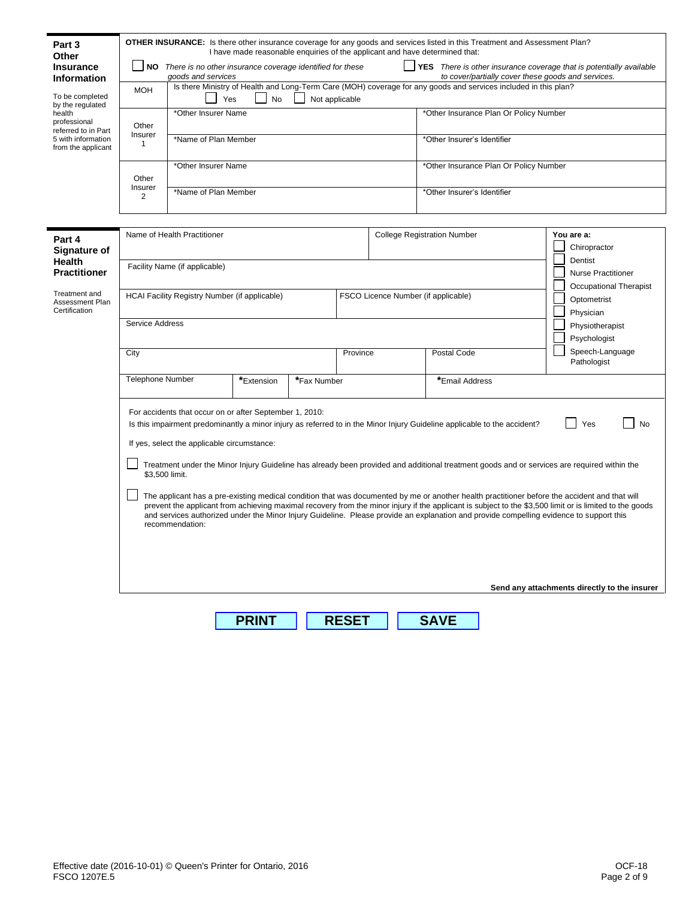## Part 3 Other Insurance Information

To be completed by the regulated health professional referred to in Part 5 with information from the applicant

**OTHER INSURANCE:** Is there other insurance coverage for any goods and services listed in this Treatment and Assessment Plan? I have made reasonable enquiries of the applicant and have determined that:

☐ **NO** *There is no other insurance coverage identified for these goods and services*

☐ **YES** *There is other insurance coverage that is potentially available to cover/partially cover these goods and services.*

| | | |
|---|---|---|
| MOH | Is there Ministry of Health and Long-Term Care (MOH) coverage for any goods and services included in this plan? ☐ Yes ☐ No ☐ Not applicable | |
| Other Insurer 1 | *Other Insurer Name | *Other Insurance Plan Or Policy Number |
| | *Name of Plan Member | *Other Insurer's Identifier |
| Other Insurer 2 | *Other Insurer Name | *Other Insurance Plan Or Policy Number |
| | *Name of Plan Member | *Other Insurer's Identifier |

## Part 4 Signature of Health Practitioner

Treatment and Assessment Plan Certification

| | | | |
|---|---|---|---|
| Name of Health Practitioner | | College Registration Number | |
| Facility Name (if applicable) | | | |
| HCAI Facility Registry Number (if applicable) | | FSCO Licence Number (if applicable) | |
| Service Address | | | |
| City | Province | Postal Code | |
| Telephone Number | *Extension | *Fax Number | *Email Address |

**You are a:**

- ☐ Chiropractor
- ☐ Dentist
- ☐ Nurse Practitioner
- ☐ Occupational Therapist
- ☐ Optometrist
- ☐ Physician
- ☐ Physiotherapist
- ☐ Psychologist
- ☐ Speech-Language Pathologist

For accidents that occur on or after September 1, 2010:

Is this impairment predominantly a minor injury as referred to in the Minor Injury Guideline applicable to the accident? ☐ Yes ☐ No

If yes, select the applicable circumstance:

☐ Treatment under the Minor Injury Guideline has already been provided and additional treatment goods and or services are required within the $3,500 limit.

☐ The applicant has a pre-existing medical condition that was documented by me or another health practitioner before the accident and that will prevent the applicant from achieving maximal recovery from the minor injury if the applicant is subject to the $3,500 limit or is limited to the goods and services authorized under the Minor Injury Guideline. Please provide an explanation and provide compelling evidence to support this recommendation:

**Send any attachments directly to the insurer**

**PRINT** **RESET** **SAVE**

Effective date (2016-10-01) © Queen's Printer for Ontario, 2016
FSCO 1207E.5

OCF-18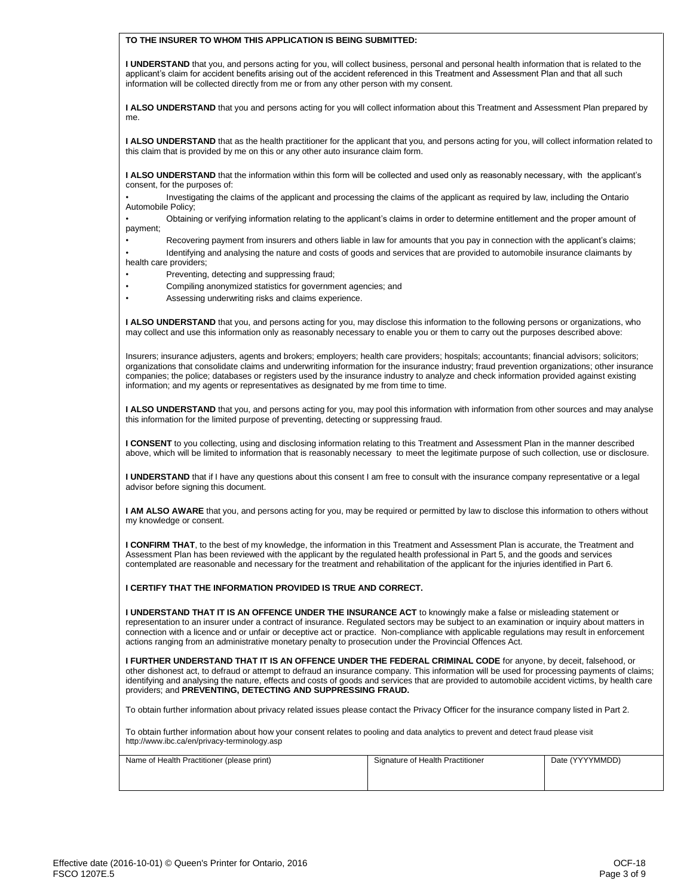**TO THE INSURER TO WHOM THIS APPLICATION IS BEING SUBMITTED:**

**I UNDERSTAND** that you, and persons acting for you, will collect business, personal and personal health information that is related to the applicant's claim for accident benefits arising out of the accident referenced in this Treatment and Assessment Plan and that all such information will be collected directly from me or from any other person with my consent.

**I ALSO UNDERSTAND** that you and persons acting for you will collect information about this Treatment and Assessment Plan prepared by me.

**I ALSO UNDERSTAND** that as the health practitioner for the applicant that you, and persons acting for you, will collect information related to this claim that is provided by me on this or any other auto insurance claim form.

**I ALSO UNDERSTAND** that the information within this form will be collected and used only as reasonably necessary, with the applicant's consent, for the purposes of:

- Investigating the claims of the applicant and processing the claims of the applicant as required by law, including the Ontario Automobile Policy;
- Obtaining or verifying information relating to the applicant's claims in order to determine entitlement and the proper amount of payment;
- Recovering payment from insurers and others liable in law for amounts that you pay in connection with the applicant's claims;
- Identifying and analysing the nature and costs of goods and services that are provided to automobile insurance claimants by health care providers;
- Preventing, detecting and suppressing fraud;
- Compiling anonymized statistics for government agencies; and
- Assessing underwriting risks and claims experience.

**I ALSO UNDERSTAND** that you, and persons acting for you, may disclose this information to the following persons or organizations, who may collect and use this information only as reasonably necessary to enable you or them to carry out the purposes described above:

Insurers; insurance adjusters, agents and brokers; employers; health care providers; hospitals; accountants; financial advisors; solicitors; organizations that consolidate claims and underwriting information for the insurance industry; fraud prevention organizations; other insurance companies; the police; databases or registers used by the insurance industry to analyze and check information provided against existing information; and my agents or representatives as designated by me from time to time.

**I ALSO UNDERSTAND** that you, and persons acting for you, may pool this information with information from other sources and may analyse this information for the limited purpose of preventing, detecting or suppressing fraud.

**I CONSENT** to you collecting, using and disclosing information relating to this Treatment and Assessment Plan in the manner described above, which will be limited to information that is reasonably necessary to meet the legitimate purpose of such collection, use or disclosure.

**I UNDERSTAND** that if I have any questions about this consent I am free to consult with the insurance company representative or a legal advisor before signing this document.

**I AM ALSO AWARE** that you, and persons acting for you, may be required or permitted by law to disclose this information to others without my knowledge or consent.

**I CONFIRM THAT**, to the best of my knowledge, the information in this Treatment and Assessment Plan is accurate, the Treatment and Assessment Plan has been reviewed with the applicant by the regulated health professional in Part 5, and the goods and services contemplated are reasonable and necessary for the treatment and rehabilitation of the applicant for the injuries identified in Part 6.

**I CERTIFY THAT THE INFORMATION PROVIDED IS TRUE AND CORRECT.**

**I UNDERSTAND THAT IT IS AN OFFENCE UNDER THE INSURANCE ACT** to knowingly make a false or misleading statement or representation to an insurer under a contract of insurance. Regulated sectors may be subject to an examination or inquiry about matters in connection with a licence and or unfair or deceptive act or practice. Non-compliance with applicable regulations may result in enforcement actions ranging from an administrative monetary penalty to prosecution under the Provincial Offences Act.

**I FURTHER UNDERSTAND THAT IT IS AN OFFENCE UNDER THE FEDERAL CRIMINAL CODE** for anyone, by deceit, falsehood, or other dishonest act, to defraud or attempt to defraud an insurance company. This information will be used for processing payments of claims; identifying and analysing the nature, effects and costs of goods and services that are provided to automobile accident victims, by health care providers; and **PREVENTING, DETECTING AND SUPPRESSING FRAUD.**

To obtain further information about privacy related issues please contact the Privacy Officer for the insurance company listed in Part 2.

To obtain further information about how your consent relates to pooling and data analytics to prevent and detect fraud please visit http://www.ibc.ca/en/privacy-terminology.asp

| Name of Health Practitioner (please print) | Signature of Health Practitioner | Date (YYYYMMDD) |
|---|---|---|
| | | |

Effective date (2016-10-01) © Queen's Printer for Ontario, 2016
FSCO 1207E.5

OCF-18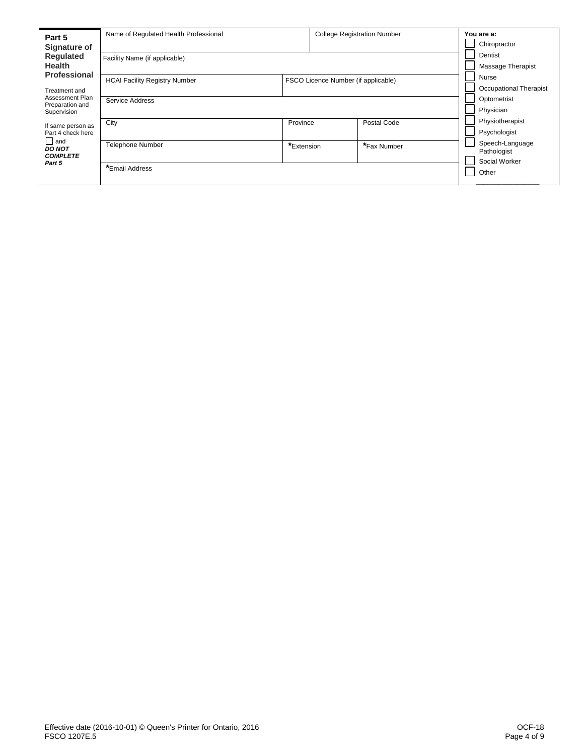## Part 5 Signature of Regulated Health Professional

Treatment and Assessment Plan Preparation and Supervision

If same person as Part 4 check here ☐ and ***DO NOT COMPLETE Part 5***

| Name of Regulated Health Professional | | College Registration Number | |
|---|---|---|---|
| Facility Name (if applicable) | | | |
| HCAI Facility Registry Number | FSCO Licence Number (if applicable) | | |
| Service Address | | | |
| City | Province | | Postal Code |
| Telephone Number | *Extension | | *Fax Number |
| *Email Address | | | |

**You are a:**

- ☐ Chiropractor
- ☐ Dentist
- ☐ Massage Therapist
- ☐ Nurse
- ☐ Occupational Therapist
- ☐ Optometrist
- ☐ Physician
- ☐ Physiotherapist
- ☐ Psychologist
- ☐ Speech-Language Pathologist
- ☐ Social Worker
- ☐ Other ____________

Effective date (2016-10-01) © Queen's Printer for Ontario, 2016
FSCO 1207E.5

OCF-18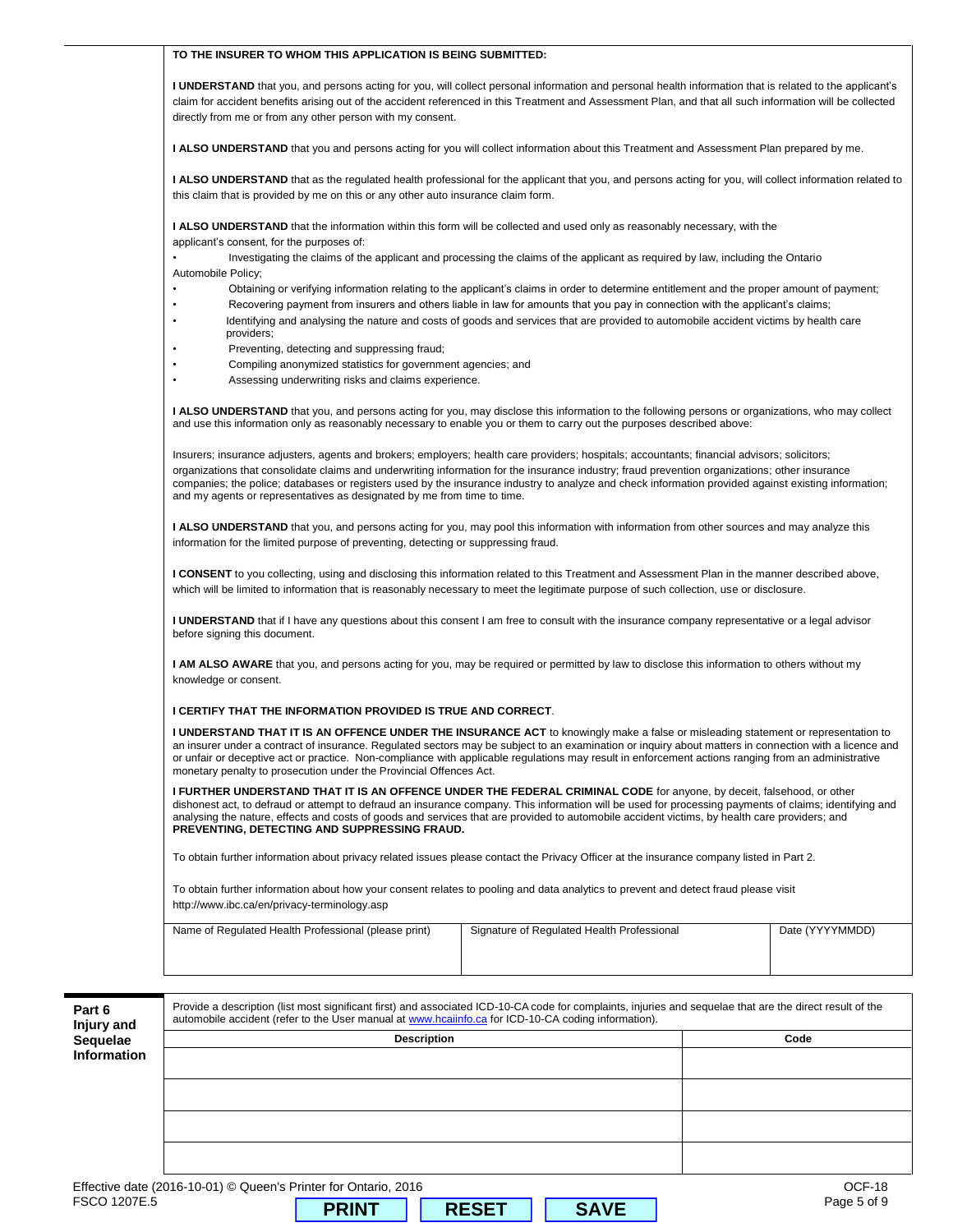**TO THE INSURER TO WHOM THIS APPLICATION IS BEING SUBMITTED:**

**I UNDERSTAND** that you, and persons acting for you, will collect personal information and personal health information that is related to the applicant's claim for accident benefits arising out of the accident referenced in this Treatment and Assessment Plan, and that all such information will be collected directly from me or from any other person with my consent.

**I ALSO UNDERSTAND** that you and persons acting for you will collect information about this Treatment and Assessment Plan prepared by me.

**I ALSO UNDERSTAND** that as the regulated health professional for the applicant that you, and persons acting for you, will collect information related to this claim that is provided by me on this or any other auto insurance claim form.

**I ALSO UNDERSTAND** that the information within this form will be collected and used only as reasonably necessary, with the applicant's consent, for the purposes of:

- Investigating the claims of the applicant and processing the claims of the applicant as required by law, including the Ontario Automobile Policy;
- Obtaining or verifying information relating to the applicant's claims in order to determine entitlement and the proper amount of payment;
- Recovering payment from insurers and others liable in law for amounts that you pay in connection with the applicant's claims;
- Identifying and analysing the nature and costs of goods and services that are provided to automobile accident victims by health care providers;
- Preventing, detecting and suppressing fraud;
- Compiling anonymized statistics for government agencies; and
- Assessing underwriting risks and claims experience.

**I ALSO UNDERSTAND** that you, and persons acting for you, may disclose this information to the following persons or organizations, who may collect and use this information only as reasonably necessary to enable you or them to carry out the purposes described above:

Insurers; insurance adjusters, agents and brokers; employers; health care providers; hospitals; accountants; financial advisors; solicitors; organizations that consolidate claims and underwriting information for the insurance industry; fraud prevention organizations; other insurance companies; the police; databases or registers used by the insurance industry to analyze and check information provided against existing information; and my agents or representatives as designated by me from time to time.

**I ALSO UNDERSTAND** that you, and persons acting for you, may pool this information with information from other sources and may analyze this information for the limited purpose of preventing, detecting or suppressing fraud.

**I CONSENT** to you collecting, using and disclosing this information related to this Treatment and Assessment Plan in the manner described above, which will be limited to information that is reasonably necessary to meet the legitimate purpose of such collection, use or disclosure.

**I UNDERSTAND** that if I have any questions about this consent I am free to consult with the insurance company representative or a legal advisor before signing this document.

**I AM ALSO AWARE** that you, and persons acting for you, may be required or permitted by law to disclose this information to others without my knowledge or consent.

**I CERTIFY THAT THE INFORMATION PROVIDED IS TRUE AND CORRECT**.

**I UNDERSTAND THAT IT IS AN OFFENCE UNDER THE INSURANCE ACT** to knowingly make a false or misleading statement or representation to an insurer under a contract of insurance. Regulated sectors may be subject to an examination or inquiry about matters in connection with a licence and or unfair or deceptive act or practice. Non-compliance with applicable regulations may result in enforcement actions ranging from an administrative monetary penalty to prosecution under the Provincial Offences Act.

**I FURTHER UNDERSTAND THAT IT IS AN OFFENCE UNDER THE FEDERAL CRIMINAL CODE** for anyone, by deceit, falsehood, or other dishonest act, to defraud or attempt to defraud an insurance company. This information will be used for processing payments of claims; identifying and analysing the nature, effects and costs of goods and services that are provided to automobile accident victims, by health care providers; and **PREVENTING, DETECTING AND SUPPRESSING FRAUD.**

To obtain further information about privacy related issues please contact the Privacy Officer at the insurance company listed in Part 2.

To obtain further information about how your consent relates to pooling and data analytics to prevent and detect fraud please visit http://www.ibc.ca/en/privacy-terminology.asp

| Name of Regulated Health Professional (please print) | Signature of Regulated Health Professional | Date (YYYYMMDD) |
|---|---|---|
| | | |

## Part 6 Injury and Sequelae Information

Provide a description (list most significant first) and associated ICD-10-CA code for complaints, injuries and sequelae that are the direct result of the automobile accident (refer to the User manual at www.hcaiinfo.ca for ICD-10-CA coding information).

| Description | Code |
|---|---|
| | |
| | |
| | |
| | |

Effective date (2016-10-01) © Queen's Printer for Ontario, 2016
FSCO 1207E.5

OCF-18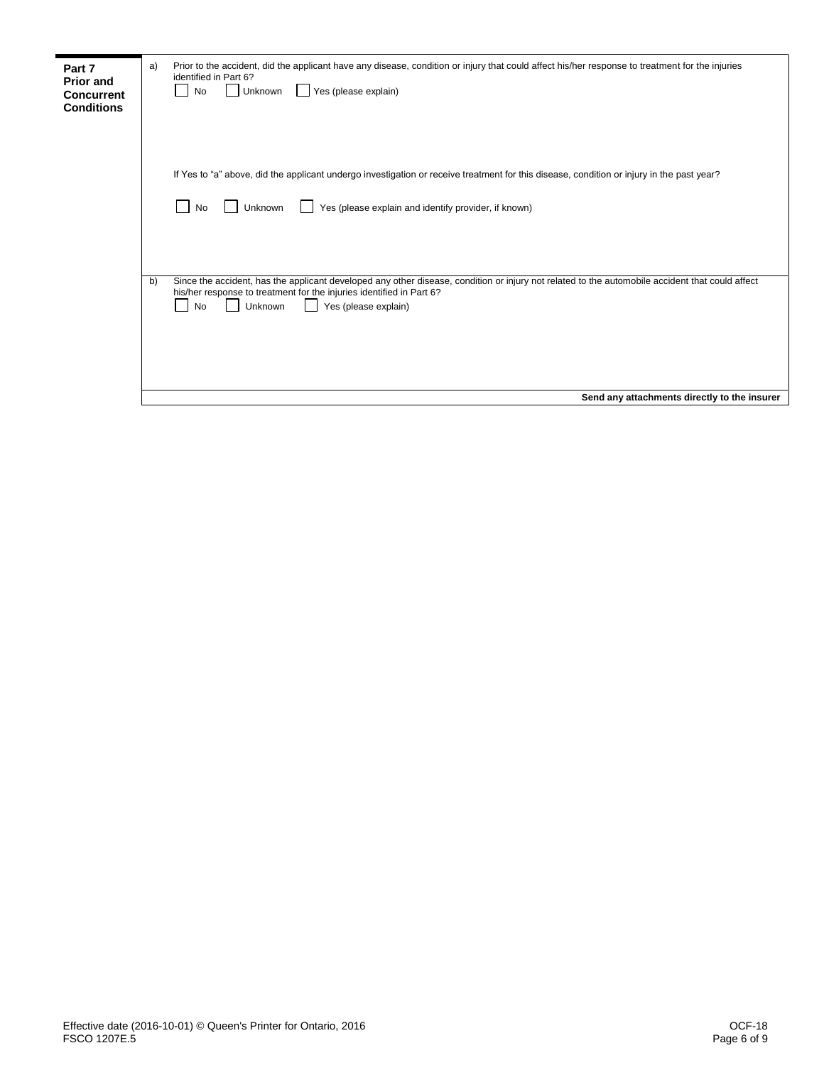## Part 7 Prior and Concurrent Conditions

a) Prior to the accident, did the applicant have any disease, condition or injury that could affect his/her response to treatment for the injuries identified in Part 6?

☐ No ☐ Unknown ☐ Yes (please explain)

If Yes to "a" above, did the applicant undergo investigation or receive treatment for this disease, condition or injury in the past year?

☐ No ☐ Unknown ☐ Yes (please explain and identify provider, if known)

b) Since the accident, has the applicant developed any other disease, condition or injury not related to the automobile accident that could affect his/her response to treatment for the injuries identified in Part 6?

☐ No ☐ Unknown ☐ Yes (please explain)

**Send any attachments directly to the insurer**

Effective date (2016-10-01) © Queen's Printer for Ontario, 2016
FSCO 1207E.5

OCF-18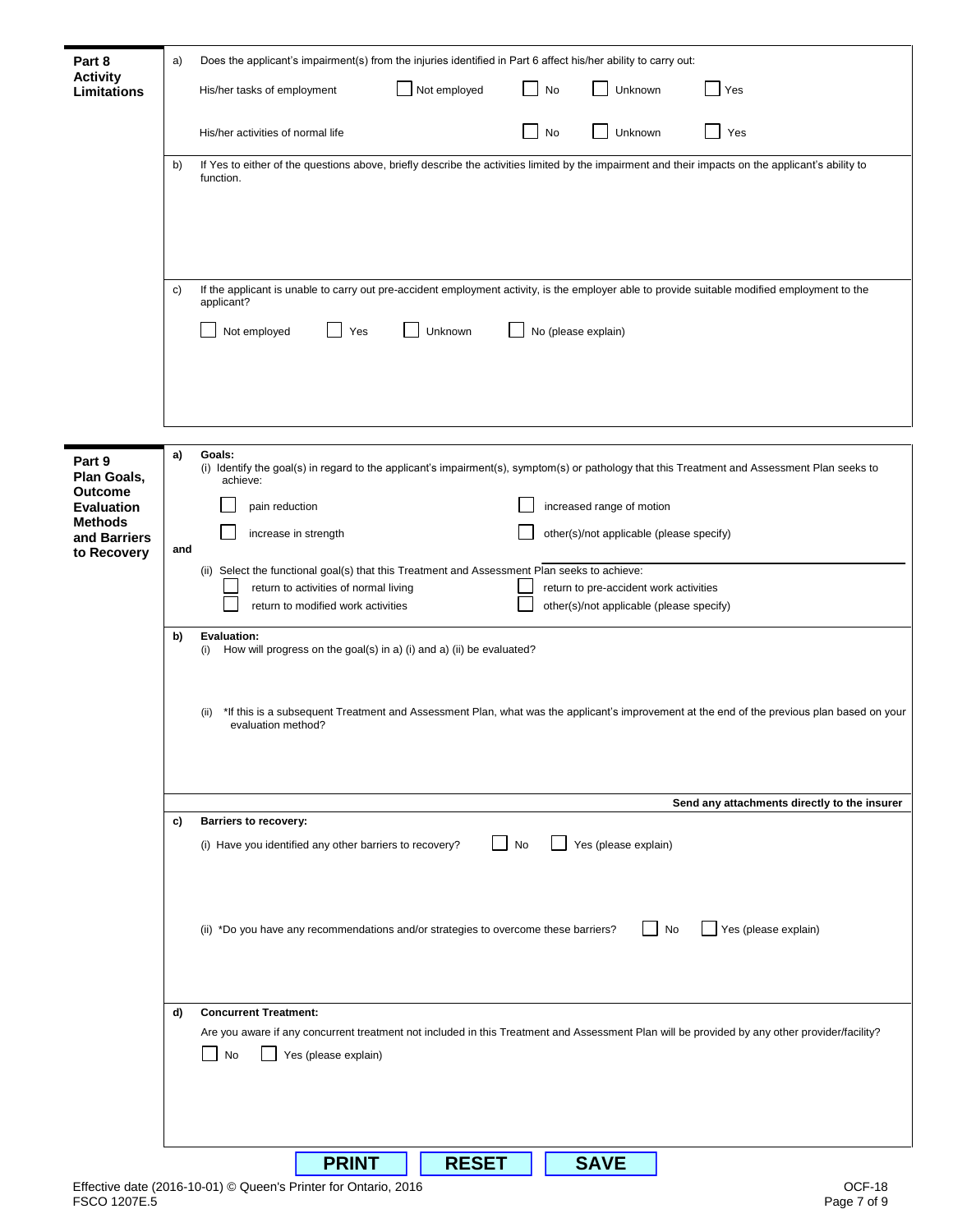## Part 8 Activity Limitations

a) Does the applicant's impairment(s) from the injuries identified in Part 6 affect his/her ability to carry out:

His/her tasks of employment ☐ Not employed ☐ No ☐ Unknown ☐ Yes

His/her activities of normal life ☐ No ☐ Unknown ☐ Yes

b) If Yes to either of the questions above, briefly describe the activities limited by the impairment and their impacts on the applicant's ability to function.

c) If the applicant is unable to carry out pre-accident employment activity, is the employer able to provide suitable modified employment to the applicant?

☐ Not employed ☐ Yes ☐ Unknown ☐ No (please explain)

## Part 9 Plan Goals, Outcome Evaluation Methods and Barriers to Recovery

a) **Goals:**

(i) Identify the goal(s) in regard to the applicant's impairment(s), symptom(s) or pathology that this Treatment and Assessment Plan seeks to achieve:

☐ pain reduction ☐ increased range of motion

☐ increase in strength ☐ other(s)/not applicable (please specify)

**and**

(ii) Select the functional goal(s) that this Treatment and Assessment Plan seeks to achieve:

☐ return to activities of normal living ☐ return to pre-accident work activities

☐ return to modified work activities ☐ other(s)/not applicable (please specify)

b) **Evaluation:**

(i) How will progress on the goal(s) in a) (i) and a) (ii) be evaluated?

(ii) *If this is a subsequent Treatment and Assessment Plan, what was the applicant's improvement at the end of the previous plan based on your evaluation method?

**Send any attachments directly to the insurer**

c) **Barriers to recovery:**

(i) Have you identified any other barriers to recovery? ☐ No ☐ Yes (please explain)

(ii) *Do you have any recommendations and/or strategies to overcome these barriers? ☐ No ☐ Yes (please explain)

d) **Concurrent Treatment:**

Are you aware if any concurrent treatment not included in this Treatment and Assessment Plan will be provided by any other provider/facility?

☐ No ☐ Yes (please explain)

PRINT RESET SAVE

Effective date (2016-10-01) © Queen's Printer for Ontario, 2016
FSCO 1207E.5

OCF-18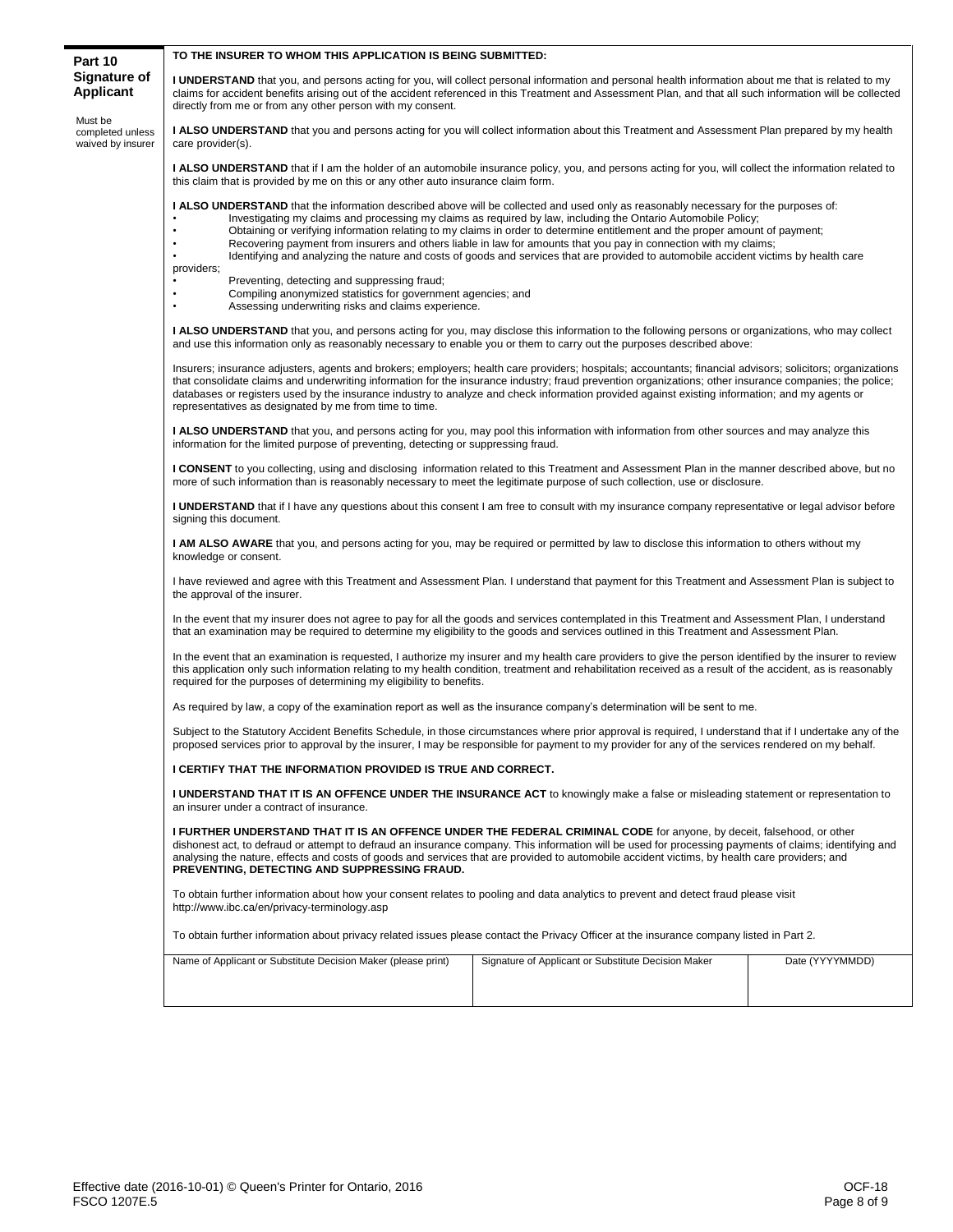## Part 10 Signature of Applicant

Must be completed unless waived by insurer

**TO THE INSURER TO WHOM THIS APPLICATION IS BEING SUBMITTED:**

**I UNDERSTAND** that you, and persons acting for you, will collect personal information and personal health information about me that is related to my claims for accident benefits arising out of the accident referenced in this Treatment and Assessment Plan, and that all such information will be collected directly from me or from any other person with my consent.

**I ALSO UNDERSTAND** that you and persons acting for you will collect information about this Treatment and Assessment Plan prepared by my health care provider(s).

**I ALSO UNDERSTAND** that if I am the holder of an automobile insurance policy, you, and persons acting for you, will collect the information related to this claim that is provided by me on this or any other auto insurance claim form.

**I ALSO UNDERSTAND** that the information described above will be collected and used only as reasonably necessary for the purposes of:

- Investigating my claims and processing my claims as required by law, including the Ontario Automobile Policy;
- Obtaining or verifying information relating to my claims in order to determine entitlement and the proper amount of payment;
- Recovering payment from insurers and others liable in law for amounts that you pay in connection with my claims;
- Identifying and analyzing the nature and costs of goods and services that are provided to automobile accident victims by health care providers;
- Preventing, detecting and suppressing fraud;
- Compiling anonymized statistics for government agencies; and
- Assessing underwriting risks and claims experience.

**I ALSO UNDERSTAND** that you, and persons acting for you, may disclose this information to the following persons or organizations, who may collect and use this information only as reasonably necessary to enable you or them to carry out the purposes described above:

Insurers; insurance adjusters, agents and brokers; employers; health care providers; hospitals; accountants; financial advisors; solicitors; organizations that consolidate claims and underwriting information for the insurance industry; fraud prevention organizations; other insurance companies; the police; databases or registers used by the insurance industry to analyze and check information provided against existing information; and my agents or representatives as designated by me from time to time.

**I ALSO UNDERSTAND** that you, and persons acting for you, may pool this information with information from other sources and may analyze this information for the limited purpose of preventing, detecting or suppressing fraud.

**I CONSENT** to you collecting, using and disclosing information related to this Treatment and Assessment Plan in the manner described above, but no more of such information than is reasonably necessary to meet the legitimate purpose of such collection, use or disclosure.

**I UNDERSTAND** that if I have any questions about this consent I am free to consult with my insurance company representative or legal advisor before signing this document.

**I AM ALSO AWARE** that you, and persons acting for you, may be required or permitted by law to disclose this information to others without my knowledge or consent.

I have reviewed and agree with this Treatment and Assessment Plan. I understand that payment for this Treatment and Assessment Plan is subject to the approval of the insurer.

In the event that my insurer does not agree to pay for all the goods and services contemplated in this Treatment and Assessment Plan, I understand that an examination may be required to determine my eligibility to the goods and services outlined in this Treatment and Assessment Plan.

In the event that an examination is requested, I authorize my insurer and my health care providers to give the person identified by the insurer to review this application only such information relating to my health condition, treatment and rehabilitation received as a result of the accident, as is reasonably required for the purposes of determining my eligibility to benefits.

As required by law, a copy of the examination report as well as the insurance company's determination will be sent to me.

Subject to the Statutory Accident Benefits Schedule, in those circumstances where prior approval is required, I understand that if I undertake any of the proposed services prior to approval by the insurer, I may be responsible for payment to my provider for any of the services rendered on my behalf.

**I CERTIFY THAT THE INFORMATION PROVIDED IS TRUE AND CORRECT.**

**I UNDERSTAND THAT IT IS AN OFFENCE UNDER THE INSURANCE ACT** to knowingly make a false or misleading statement or representation to an insurer under a contract of insurance.

**I FURTHER UNDERSTAND THAT IT IS AN OFFENCE UNDER THE FEDERAL CRIMINAL CODE** for anyone, by deceit, falsehood, or other dishonest act, to defraud or attempt to defraud an insurance company. This information will be used for processing payments of claims; identifying and analysing the nature, effects and costs of goods and services that are provided to automobile accident victims, by health care providers; and **PREVENTING, DETECTING AND SUPPRESSING FRAUD.**

To obtain further information about how your consent relates to pooling and data analytics to prevent and detect fraud please visit http://www.ibc.ca/en/privacy-terminology.asp

To obtain further information about privacy related issues please contact the Privacy Officer at the insurance company listed in Part 2.

| Name of Applicant or Substitute Decision Maker (please print) | Signature of Applicant or Substitute Decision Maker | Date (YYYYMMDD) |
|---|---|---|
| | | |

Effective date (2016-10-01) © Queen's Printer for Ontario, 2016
FSCO 1207E.5

OCF-18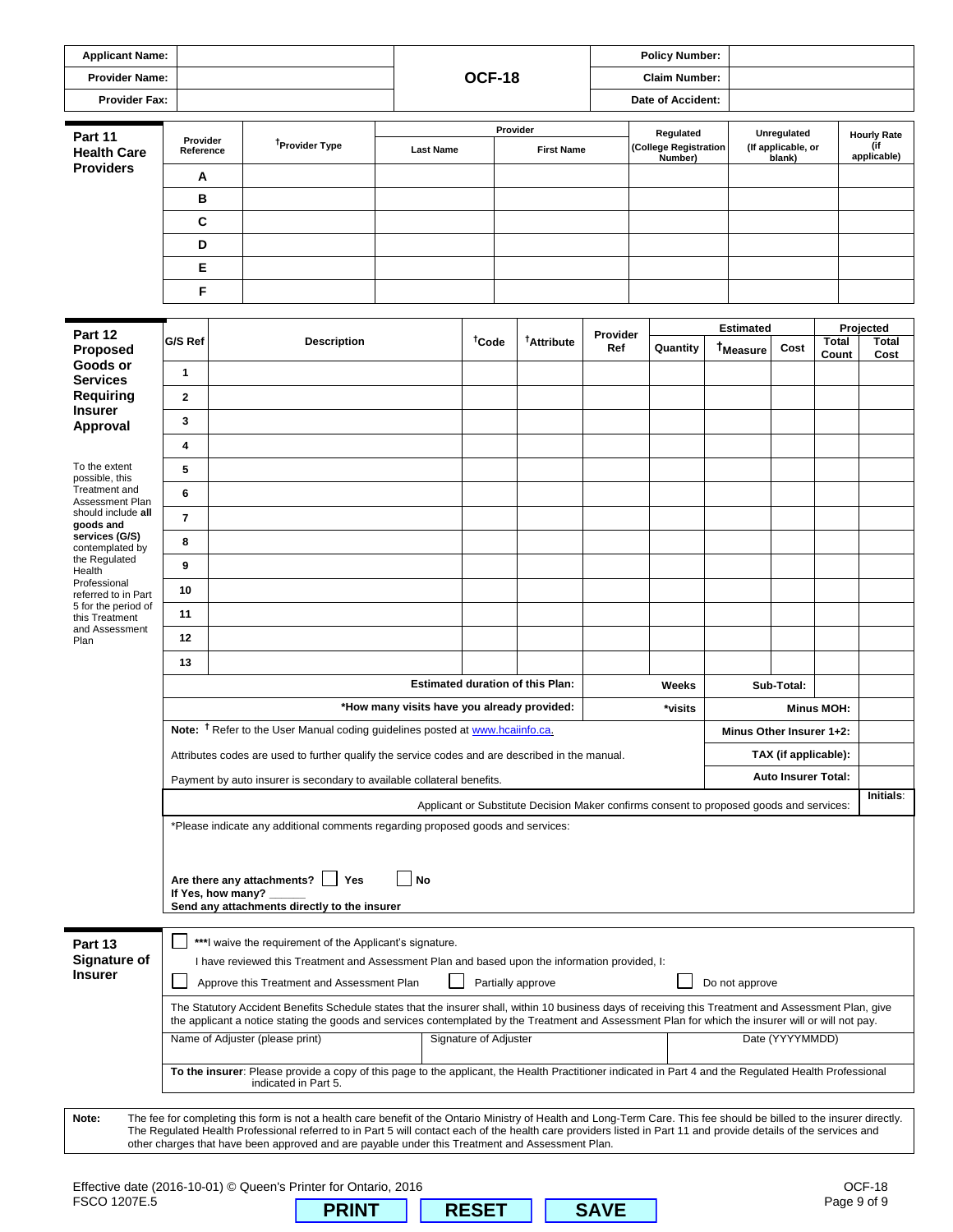| Applicant Name: | | OCF-18 | Policy Number: | |
|---|---|---|---|---|
| Provider Name: | | | Claim Number: | |
| Provider Fax: | | | Date of Accident: | |

## Part 11 Health Care Providers

| Provider Reference | †Provider Type | Provider Last Name | Provider First Name | Regulated (College Registration Number) | Unregulated (If applicable, or blank) | Hourly Rate (if applicable) |
|---|---|---|---|---|---|---|
| A | | | | | | |
| B | | | | | | |
| C | | | | | | |
| D | | | | | | |
| E | | | | | | |
| F | | | | | | |

## Part 12 Proposed Goods or Services Requiring Insurer Approval

To the extent possible, this Treatment and Assessment Plan should include **all goods and services (G/S)** contemplated by the Regulated Health Professional referred to in Part 5 for the period of this Treatment and Assessment Plan

| G/S Ref | Description | †Code | †Attribute | Provider Ref | Estimated Quantity | Estimated †Measure | Estimated Cost | Projected Total Count | Projected Total Cost |
|---|---|---|---|---|---|---|---|---|---|
| 1 | | | | | | | | | |
| 2 | | | | | | | | | |
| 3 | | | | | | | | | |
| 4 | | | | | | | | | |
| 5 | | | | | | | | | |
| 6 | | | | | | | | | |
| 7 | | | | | | | | | |
| 8 | | | | | | | | | |
| 9 | | | | | | | | | |
| 10 | | | | | | | | | |
| 11 | | | | | | | | | |
| 12 | | | | | | | | | |
| 13 | | | | | | | | | |
| | | | Estimated duration of this Plan: | | Weeks | Sub-Total: | | | |
| | | | *How many visits have you already provided: | | *visits | Minus MOH: | | | |
| | Note: † Refer to the User Manual coding guidelines posted at www.hcaiinfo.ca. | | | | | Minus Other Insurer 1+2: | | | |
| | Attributes codes are used to further qualify the service codes and are described in the manual. | | | | | TAX (if applicable): | | | |
| | Payment by auto insurer is secondary to available collateral benefits. | | | | | Auto Insurer Total: | | | |

Applicant or Substitute Decision Maker confirms consent to proposed goods and services: Initials:

*Please indicate any additional comments regarding proposed goods and services:

**Are there any attachments?** ☐ **Yes** ☐ **No**
**If Yes, how many?** ______
**Send any attachments directly to the insurer**

## Part 13 Signature of Insurer

☐ *****I waive the requirement of the Applicant's signature.**

I have reviewed this Treatment and Assessment Plan and based upon the information provided, I:

☐ Approve this Treatment and Assessment Plan ☐ Partially approve ☐ Do not approve

The Statutory Accident Benefits Schedule states that the insurer shall, within 10 business days of receiving this Treatment and Assessment Plan, give the applicant a notice stating the goods and services contemplated by the Treatment and Assessment Plan for which the insurer will or will not pay.

| Name of Adjuster (please print) | Signature of Adjuster | Date (YYYYMMDD) |
|---|---|---|
| | | |

**To the insurer**: Please provide a copy of this page to the applicant, the Health Practitioner indicated in Part 4 and the Regulated Health Professional indicated in Part 5.

**Note:** The fee for completing this form is not a health care benefit of the Ontario Ministry of Health and Long-Term Care. This fee should be billed to the insurer directly. The Regulated Health Professional referred to in Part 5 will contact each of the health care providers listed in Part 11 and provide details of the services and other charges that have been approved and are payable under this Treatment and Assessment Plan.

Effective date (2016-10-01) © Queen's Printer for Ontario, 2016
FSCO 1207E.5

OCF-18